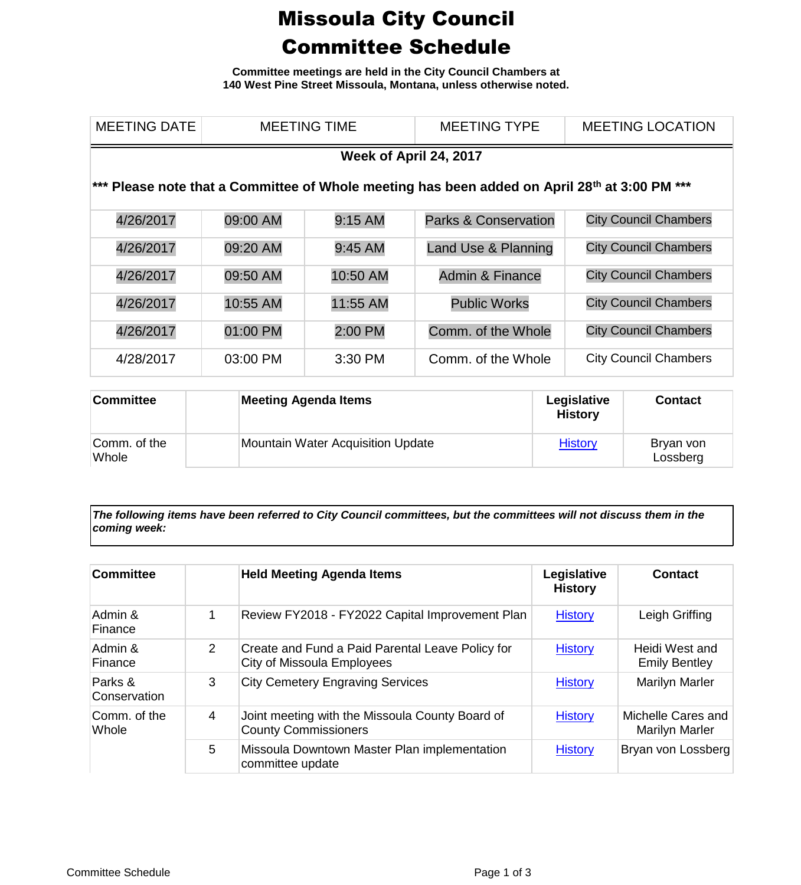# Missoula City Council Committee Schedule

**Committee meetings are held in the City Council Chambers at 140 West Pine Street Missoula, Montana, unless otherwise noted.**

| MEETING DATE | MEETING TIME | | MEETING TYPE | MEETING LOCATION |
|---|---|---|---|---|
| **Week of April 24, 2017** | | | | |
| **\*\*\* Please note that a Committee of Whole meeting has been added on April 28th at 3:00 PM \*\*\*** | | | | |
| 4/26/2017 | 09:00 AM | 9:15 AM | Parks & Conservation | City Council Chambers |
| 4/26/2017 | 09:20 AM | 9:45 AM | Land Use & Planning | City Council Chambers |
| 4/26/2017 | 09:50 AM | 10:50 AM | Admin & Finance | City Council Chambers |
| 4/26/2017 | 10:55 AM | 11:55 AM | Public Works | City Council Chambers |
| 4/26/2017 | 01:00 PM | 2:00 PM | Comm. of the Whole | City Council Chambers |
| 4/28/2017 | 03:00 PM | 3:30 PM | Comm. of the Whole | City Council Chambers |

| Committee | | Meeting Agenda Items | Legislative History | Contact |
|---|---|---|---|---|
| Comm. of the Whole | | Mountain Water Acquisition Update | History | Bryan von Lossberg |

***The following items have been referred to City Council committees, but the committees will not discuss them in the coming week:***

| Committee | | Held Meeting Agenda Items | Legislative History | Contact |
|---|---|---|---|---|
| Admin & Finance | 1 | Review FY2018 - FY2022 Capital Improvement Plan | History | Leigh Griffing |
| Admin & Finance | 2 | Create and Fund a Paid Parental Leave Policy for City of Missoula Employees | History | Heidi West and Emily Bentley |
| Parks & Conservation | 3 | City Cemetery Engraving Services | History | Marilyn Marler |
| Comm. of the Whole | 4 | Joint meeting with the Missoula County Board of County Commissioners | History | Michelle Cares and Marilyn Marler |
| | 5 | Missoula Downtown Master Plan implementation committee update | History | Bryan von Lossberg |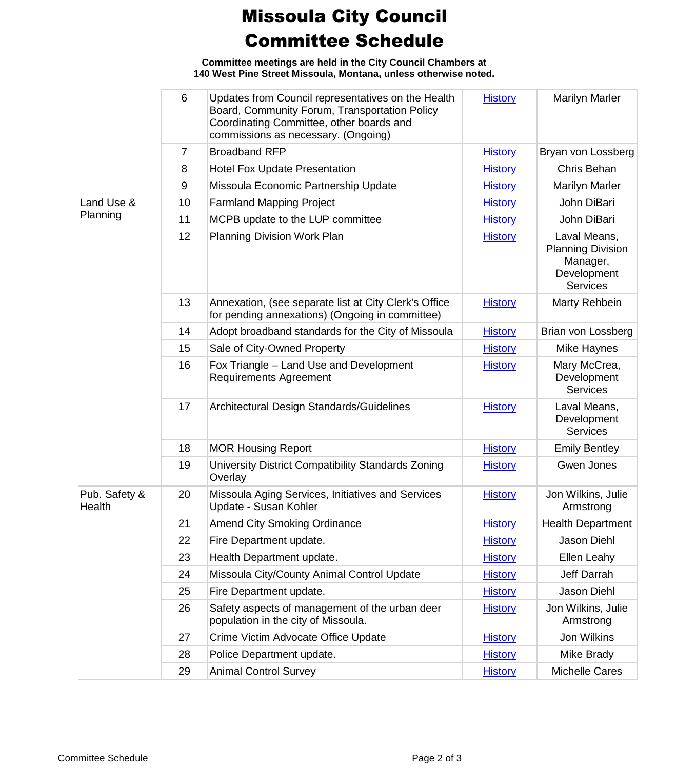# Missoula City Council
# Committee Schedule

**Committee meetings are held in the City Council Chambers at 140 West Pine Street Missoula, Montana, unless otherwise noted.**

| | | | | |
|---|---|---|---|---|
| | 6 | Updates from Council representatives on the Health Board, Community Forum, Transportation Policy Coordinating Committee, other boards and commissions as necessary. (Ongoing) | History | Marilyn Marler |
| | 7 | Broadband RFP | History | Bryan von Lossberg |
| | 8 | Hotel Fox Update Presentation | History | Chris Behan |
| | 9 | Missoula Economic Partnership Update | History | Marilyn Marler |
| Land Use & Planning | 10 | Farmland Mapping Project | History | John DiBari |
| | 11 | MCPB update to the LUP committee | History | John DiBari |
| | 12 | Planning Division Work Plan | History | Laval Means, Planning Division Manager, Development Services |
| | 13 | Annexation, (see separate list at City Clerk's Office for pending annexations) (Ongoing in committee) | History | Marty Rehbein |
| | 14 | Adopt broadband standards for the City of Missoula | History | Brian von Lossberg |
| | 15 | Sale of City-Owned Property | History | Mike Haynes |
| | 16 | Fox Triangle – Land Use and Development Requirements Agreement | History | Mary McCrea, Development Services |
| | 17 | Architectural Design Standards/Guidelines | History | Laval Means, Development Services |
| | 18 | MOR Housing Report | History | Emily Bentley |
| | 19 | University District Compatibility Standards Zoning Overlay | History | Gwen Jones |
| Pub. Safety & Health | 20 | Missoula Aging Services, Initiatives and Services Update - Susan Kohler | History | Jon Wilkins, Julie Armstrong |
| | 21 | Amend City Smoking Ordinance | History | Health Department |
| | 22 | Fire Department update. | History | Jason Diehl |
| | 23 | Health Department update. | History | Ellen Leahy |
| | 24 | Missoula City/County Animal Control Update | History | Jeff Darrah |
| | 25 | Fire Department update. | History | Jason Diehl |
| | 26 | Safety aspects of management of the urban deer population in the city of Missoula. | History | Jon Wilkins, Julie Armstrong |
| | 27 | Crime Victim Advocate Office Update | History | Jon Wilkins |
| | 28 | Police Department update. | History | Mike Brady |
| | 29 | Animal Control Survey | History | Michelle Cares |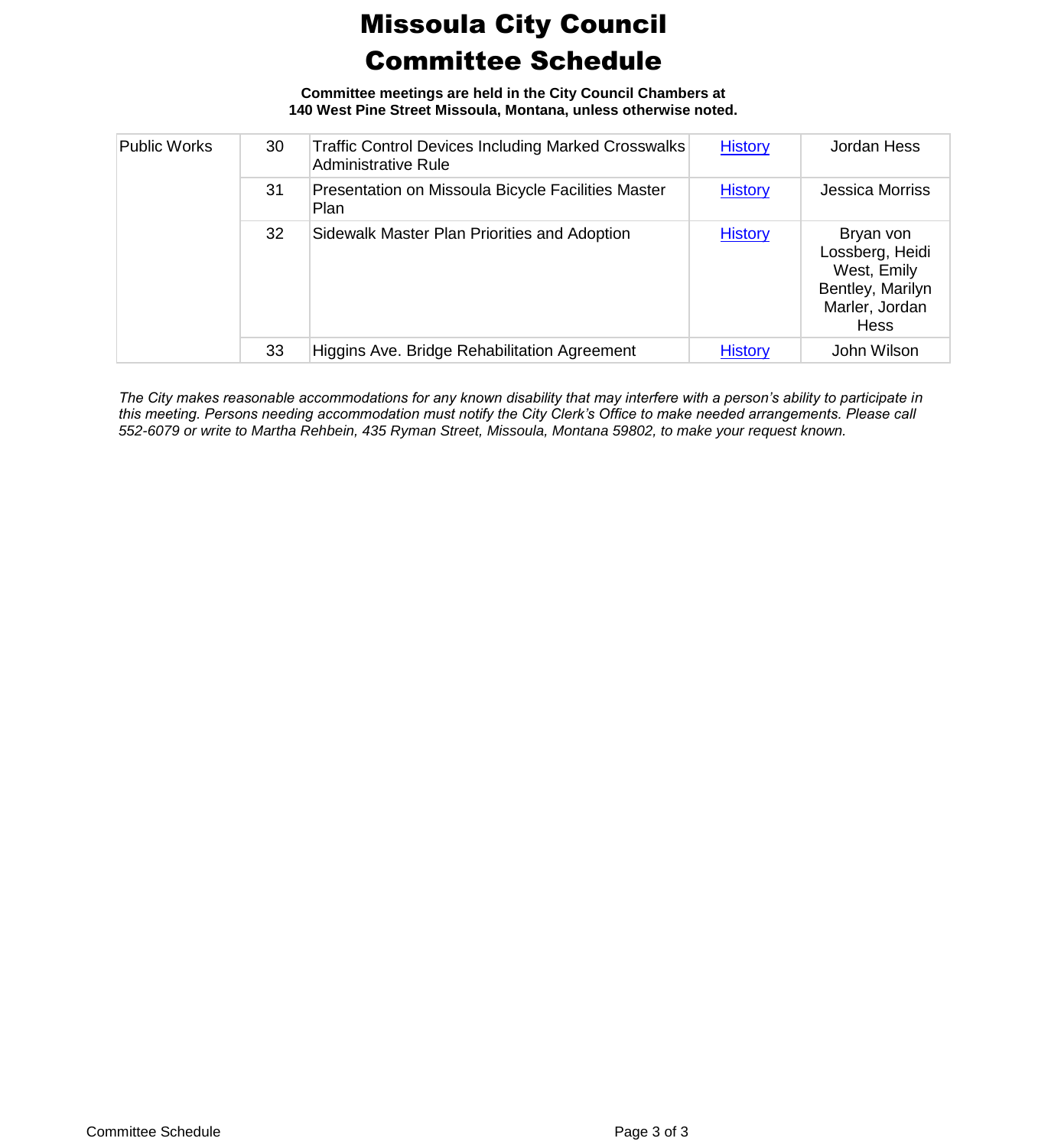# Missoula City Council
# Committee Schedule

**Committee meetings are held in the City Council Chambers at 140 West Pine Street Missoula, Montana, unless otherwise noted.**

| | | | | |
|---|---|---|---|---|
| Public Works | 30 | Traffic Control Devices Including Marked Crosswalks Administrative Rule | History | Jordan Hess |
| | 31 | Presentation on Missoula Bicycle Facilities Master Plan | History | Jessica Morriss |
| | 32 | Sidewalk Master Plan Priorities and Adoption | History | Bryan von Lossberg, Heidi West, Emily Bentley, Marilyn Marler, Jordan Hess |
| | 33 | Higgins Ave. Bridge Rehabilitation Agreement | History | John Wilson |

*The City makes reasonable accommodations for any known disability that may interfere with a person's ability to participate in this meeting. Persons needing accommodation must notify the City Clerk's Office to make needed arrangements. Please call 552-6079 or write to Martha Rehbein, 435 Ryman Street, Missoula, Montana 59802, to make your request known.*